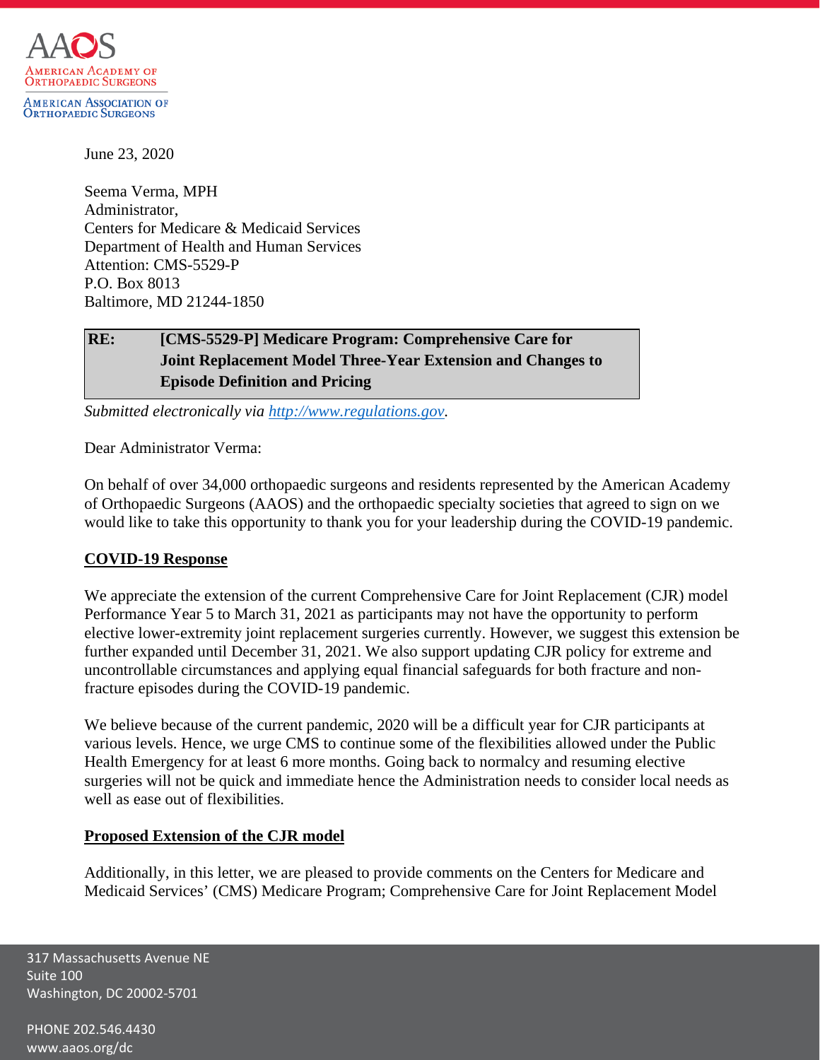AAOS

American Academy of Orthopaedic Surgeons

American Association of Orthopaedic Surgeons

June 23, 2020

Seema Verma, MPH
Administrator,
Centers for Medicare & Medicaid Services
Department of Health and Human Services
Attention: CMS-5529-P
P.O. Box 8013
Baltimore, MD 21244-1850

**RE: [CMS-5529-P] Medicare Program: Comprehensive Care for Joint Replacement Model Three-Year Extension and Changes to Episode Definition and Pricing**

*Submitted electronically via http://www.regulations.gov.*

Dear Administrator Verma:

On behalf of over 34,000 orthopaedic surgeons and residents represented by the American Academy of Orthopaedic Surgeons (AAOS) and the orthopaedic specialty societies that agreed to sign on we would like to take this opportunity to thank you for your leadership during the COVID-19 pandemic.

**COVID-19 Response**

We appreciate the extension of the current Comprehensive Care for Joint Replacement (CJR) model Performance Year 5 to March 31, 2021 as participants may not have the opportunity to perform elective lower-extremity joint replacement surgeries currently. However, we suggest this extension be further expanded until December 31, 2021. We also support updating CJR policy for extreme and uncontrollable circumstances and applying equal financial safeguards for both fracture and non-fracture episodes during the COVID-19 pandemic.

We believe because of the current pandemic, 2020 will be a difficult year for CJR participants at various levels. Hence, we urge CMS to continue some of the flexibilities allowed under the Public Health Emergency for at least 6 more months. Going back to normalcy and resuming elective surgeries will not be quick and immediate hence the Administration needs to consider local needs as well as ease out of flexibilities.

**Proposed Extension of the CJR model**

Additionally, in this letter, we are pleased to provide comments on the Centers for Medicare and Medicaid Services' (CMS) Medicare Program; Comprehensive Care for Joint Replacement Model

317 Massachusetts Avenue NE
Suite 100
Washington, DC 20002-5701

PHONE 202.546.4430
www.aaos.org/dc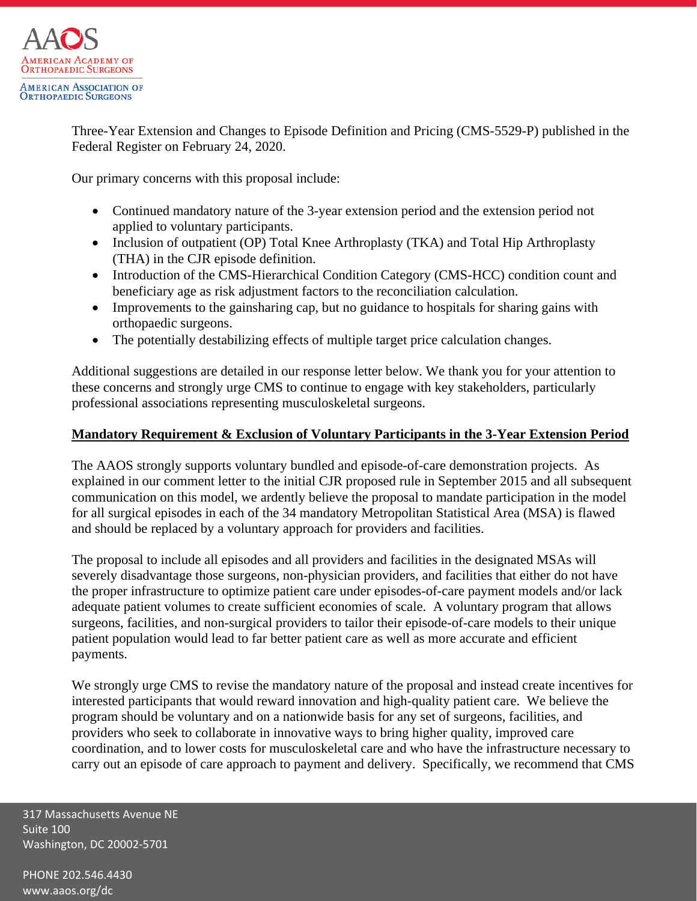Three-Year Extension and Changes to Episode Definition and Pricing (CMS-5529-P) published in the Federal Register on February 24, 2020.

Our primary concerns with this proposal include:

- Continued mandatory nature of the 3-year extension period and the extension period not applied to voluntary participants.
- Inclusion of outpatient (OP) Total Knee Arthroplasty (TKA) and Total Hip Arthroplasty (THA) in the CJR episode definition.
- Introduction of the CMS-Hierarchical Condition Category (CMS-HCC) condition count and beneficiary age as risk adjustment factors to the reconciliation calculation.
- Improvements to the gainsharing cap, but no guidance to hospitals for sharing gains with orthopaedic surgeons.
- The potentially destabilizing effects of multiple target price calculation changes.

Additional suggestions are detailed in our response letter below. We thank you for your attention to these concerns and strongly urge CMS to continue to engage with key stakeholders, particularly professional associations representing musculoskeletal surgeons.

**Mandatory Requirement & Exclusion of Voluntary Participants in the 3-Year Extension Period**

The AAOS strongly supports voluntary bundled and episode-of-care demonstration projects. As explained in our comment letter to the initial CJR proposed rule in September 2015 and all subsequent communication on this model, we ardently believe the proposal to mandate participation in the model for all surgical episodes in each of the 34 mandatory Metropolitan Statistical Area (MSA) is flawed and should be replaced by a voluntary approach for providers and facilities.

The proposal to include all episodes and all providers and facilities in the designated MSAs will severely disadvantage those surgeons, non-physician providers, and facilities that either do not have the proper infrastructure to optimize patient care under episodes-of-care payment models and/or lack adequate patient volumes to create sufficient economies of scale. A voluntary program that allows surgeons, facilities, and non-surgical providers to tailor their episode-of-care models to their unique patient population would lead to far better patient care as well as more accurate and efficient payments.

We strongly urge CMS to revise the mandatory nature of the proposal and instead create incentives for interested participants that would reward innovation and high-quality patient care. We believe the program should be voluntary and on a nationwide basis for any set of surgeons, facilities, and providers who seek to collaborate in innovative ways to bring higher quality, improved care coordination, and to lower costs for musculoskeletal care and who have the infrastructure necessary to carry out an episode of care approach to payment and delivery. Specifically, we recommend that CMS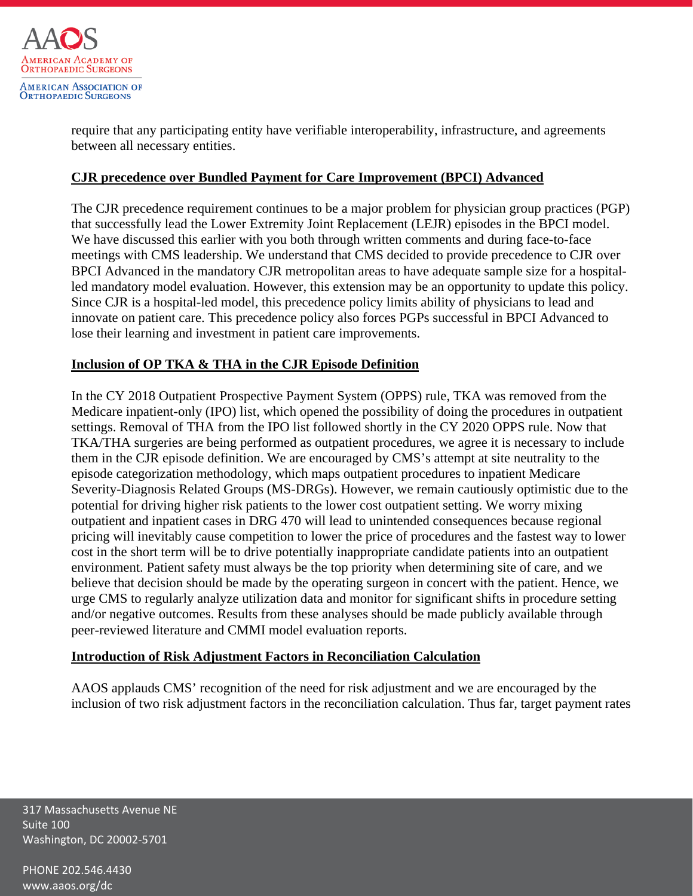require that any participating entity have verifiable interoperability, infrastructure, and agreements between all necessary entities.

**CJR precedence over Bundled Payment for Care Improvement (BPCI) Advanced**

The CJR precedence requirement continues to be a major problem for physician group practices (PGP) that successfully lead the Lower Extremity Joint Replacement (LEJR) episodes in the BPCI model. We have discussed this earlier with you both through written comments and during face-to-face meetings with CMS leadership. We understand that CMS decided to provide precedence to CJR over BPCI Advanced in the mandatory CJR metropolitan areas to have adequate sample size for a hospital-led mandatory model evaluation. However, this extension may be an opportunity to update this policy. Since CJR is a hospital-led model, this precedence policy limits ability of physicians to lead and innovate on patient care. This precedence policy also forces PGPs successful in BPCI Advanced to lose their learning and investment in patient care improvements.

**Inclusion of OP TKA & THA in the CJR Episode Definition**

In the CY 2018 Outpatient Prospective Payment System (OPPS) rule, TKA was removed from the Medicare inpatient-only (IPO) list, which opened the possibility of doing the procedures in outpatient settings. Removal of THA from the IPO list followed shortly in the CY 2020 OPPS rule. Now that TKA/THA surgeries are being performed as outpatient procedures, we agree it is necessary to include them in the CJR episode definition. We are encouraged by CMS's attempt at site neutrality to the episode categorization methodology, which maps outpatient procedures to inpatient Medicare Severity-Diagnosis Related Groups (MS-DRGs). However, we remain cautiously optimistic due to the potential for driving higher risk patients to the lower cost outpatient setting. We worry mixing outpatient and inpatient cases in DRG 470 will lead to unintended consequences because regional pricing will inevitably cause competition to lower the price of procedures and the fastest way to lower cost in the short term will be to drive potentially inappropriate candidate patients into an outpatient environment. Patient safety must always be the top priority when determining site of care, and we believe that decision should be made by the operating surgeon in concert with the patient. Hence, we urge CMS to regularly analyze utilization data and monitor for significant shifts in procedure setting and/or negative outcomes. Results from these analyses should be made publicly available through peer-reviewed literature and CMMI model evaluation reports.

**Introduction of Risk Adjustment Factors in Reconciliation Calculation**

AAOS applauds CMS' recognition of the need for risk adjustment and we are encouraged by the inclusion of two risk adjustment factors in the reconciliation calculation. Thus far, target payment rates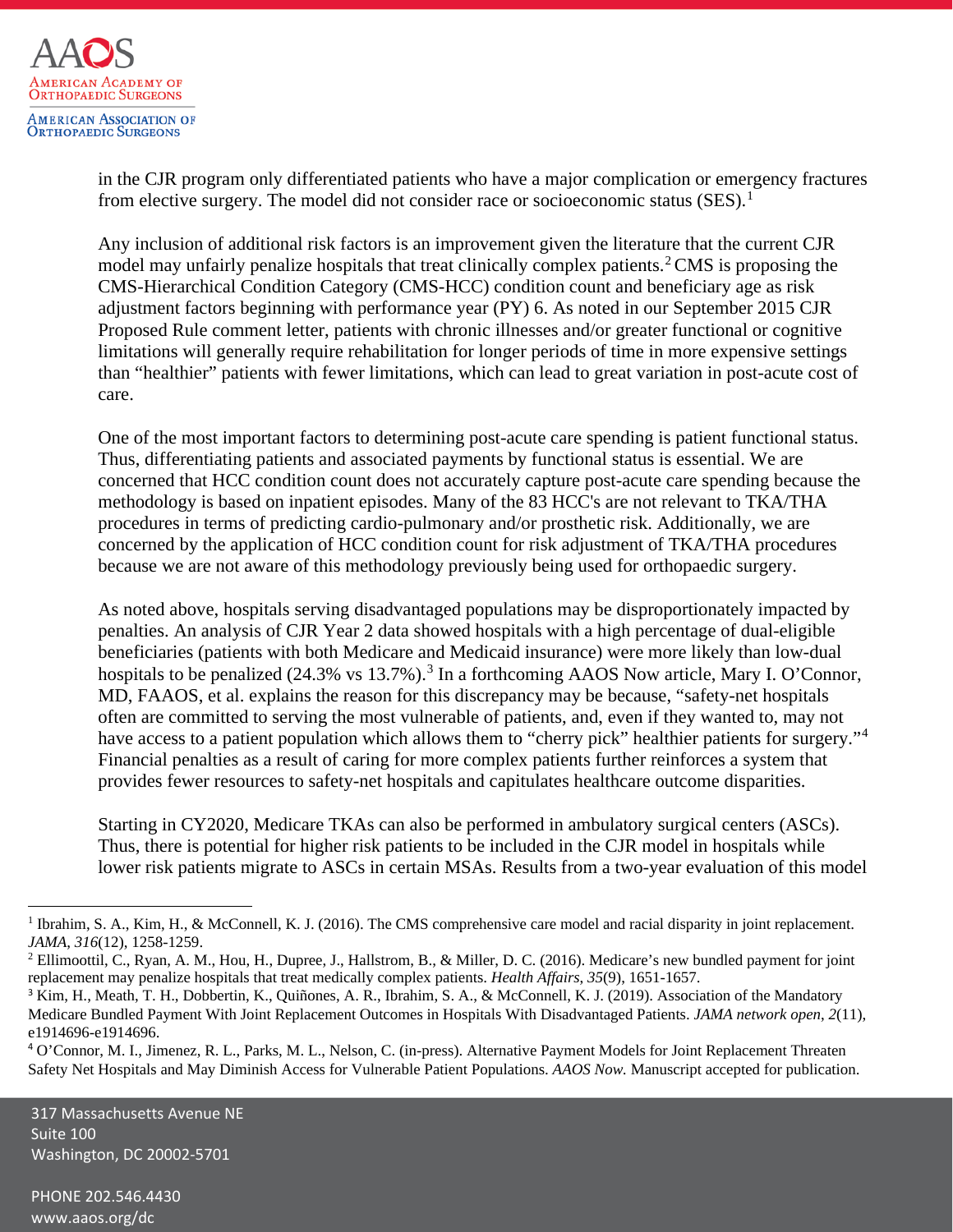in the CJR program only differentiated patients who have a major complication or emergency fractures from elective surgery. The model did not consider race or socioeconomic status (SES).[1]

Any inclusion of additional risk factors is an improvement given the literature that the current CJR model may unfairly penalize hospitals that treat clinically complex patients.[2] CMS is proposing the CMS-Hierarchical Condition Category (CMS-HCC) condition count and beneficiary age as risk adjustment factors beginning with performance year (PY) 6. As noted in our September 2015 CJR Proposed Rule comment letter, patients with chronic illnesses and/or greater functional or cognitive limitations will generally require rehabilitation for longer periods of time in more expensive settings than "healthier" patients with fewer limitations, which can lead to great variation in post-acute cost of care.

One of the most important factors to determining post-acute care spending is patient functional status. Thus, differentiating patients and associated payments by functional status is essential. We are concerned that HCC condition count does not accurately capture post-acute care spending because the methodology is based on inpatient episodes. Many of the 83 HCC's are not relevant to TKA/THA procedures in terms of predicting cardio-pulmonary and/or prosthetic risk. Additionally, we are concerned by the application of HCC condition count for risk adjustment of TKA/THA procedures because we are not aware of this methodology previously being used for orthopaedic surgery.

As noted above, hospitals serving disadvantaged populations may be disproportionately impacted by penalties. An analysis of CJR Year 2 data showed hospitals with a high percentage of dual-eligible beneficiaries (patients with both Medicare and Medicaid insurance) were more likely than low-dual hospitals to be penalized (24.3% vs 13.7%).[3] In a forthcoming AAOS Now article, Mary I. O'Connor, MD, FAAOS, et al. explains the reason for this discrepancy may be because, "safety-net hospitals often are committed to serving the most vulnerable of patients, and, even if they wanted to, may not have access to a patient population which allows them to "cherry pick" healthier patients for surgery."[4] Financial penalties as a result of caring for more complex patients further reinforces a system that provides fewer resources to safety-net hospitals and capitulates healthcare outcome disparities.

Starting in CY2020, Medicare TKAs can also be performed in ambulatory surgical centers (ASCs). Thus, there is potential for higher risk patients to be included in the CJR model in hospitals while lower risk patients migrate to ASCs in certain MSAs. Results from a two-year evaluation of this model

---

[1] Ibrahim, S. A., Kim, H., & McConnell, K. J. (2016). The CMS comprehensive care model and racial disparity in joint replacement. *JAMA*, *316*(12), 1258-1259.

[2] Ellimoottil, C., Ryan, A. M., Hou, H., Dupree, J., Hallstrom, B., & Miller, D. C. (2016). Medicare's new bundled payment for joint replacement may penalize hospitals that treat medically complex patients. *Health Affairs*, *35*(9), 1651-1657.

[3] Kim, H., Meath, T. H., Dobbertin, K., Quiñones, A. R., Ibrahim, S. A., & McConnell, K. J. (2019). Association of the Mandatory Medicare Bundled Payment With Joint Replacement Outcomes in Hospitals With Disadvantaged Patients. *JAMA network open*, *2*(11), e1914696-e1914696.

[4] O'Connor, M. I., Jimenez, R. L., Parks, M. L., Nelson, C. (in-press). Alternative Payment Models for Joint Replacement Threaten Safety Net Hospitals and May Diminish Access for Vulnerable Patient Populations. *AAOS Now.* Manuscript accepted for publication.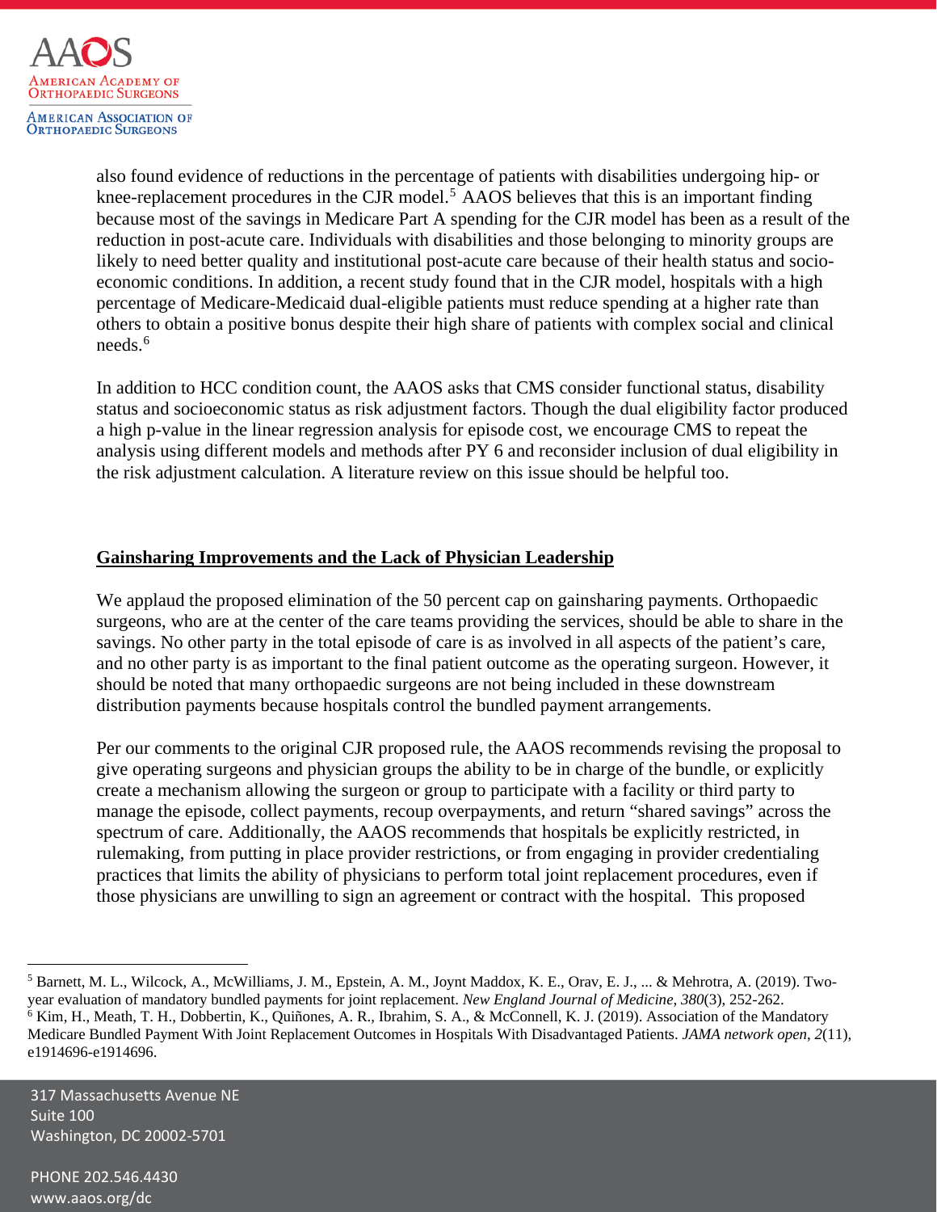also found evidence of reductions in the percentage of patients with disabilities undergoing hip- or knee-replacement procedures in the CJR model.[5] AAOS believes that this is an important finding because most of the savings in Medicare Part A spending for the CJR model has been as a result of the reduction in post-acute care. Individuals with disabilities and those belonging to minority groups are likely to need better quality and institutional post-acute care because of their health status and socio-economic conditions. In addition, a recent study found that in the CJR model, hospitals with a high percentage of Medicare-Medicaid dual-eligible patients must reduce spending at a higher rate than others to obtain a positive bonus despite their high share of patients with complex social and clinical needs.[6]

In addition to HCC condition count, the AAOS asks that CMS consider functional status, disability status and socioeconomic status as risk adjustment factors. Though the dual eligibility factor produced a high p-value in the linear regression analysis for episode cost, we encourage CMS to repeat the analysis using different models and methods after PY 6 and reconsider inclusion of dual eligibility in the risk adjustment calculation. A literature review on this issue should be helpful too.

**Gainsharing Improvements and the Lack of Physician Leadership**

We applaud the proposed elimination of the 50 percent cap on gainsharing payments. Orthopaedic surgeons, who are at the center of the care teams providing the services, should be able to share in the savings. No other party in the total episode of care is as involved in all aspects of the patient's care, and no other party is as important to the final patient outcome as the operating surgeon. However, it should be noted that many orthopaedic surgeons are not being included in these downstream distribution payments because hospitals control the bundled payment arrangements.

Per our comments to the original CJR proposed rule, the AAOS recommends revising the proposal to give operating surgeons and physician groups the ability to be in charge of the bundle, or explicitly create a mechanism allowing the surgeon or group to participate with a facility or third party to manage the episode, collect payments, recoup overpayments, and return "shared savings" across the spectrum of care. Additionally, the AAOS recommends that hospitals be explicitly restricted, in rulemaking, from putting in place provider restrictions, or from engaging in provider credentialing practices that limits the ability of physicians to perform total joint replacement procedures, even if those physicians are unwilling to sign an agreement or contract with the hospital. This proposed

---

[5] Barnett, M. L., Wilcock, A., McWilliams, J. M., Epstein, A. M., Joynt Maddox, K. E., Orav, E. J., ... & Mehrotra, A. (2019). Two-year evaluation of mandatory bundled payments for joint replacement. *New England Journal of Medicine*, *380*(3), 252-262.

[6] Kim, H., Meath, T. H., Dobbertin, K., Quiñones, A. R., Ibrahim, S. A., & McConnell, K. J. (2019). Association of the Mandatory Medicare Bundled Payment With Joint Replacement Outcomes in Hospitals With Disadvantaged Patients. *JAMA network open*, *2*(11), e1914696-e1914696.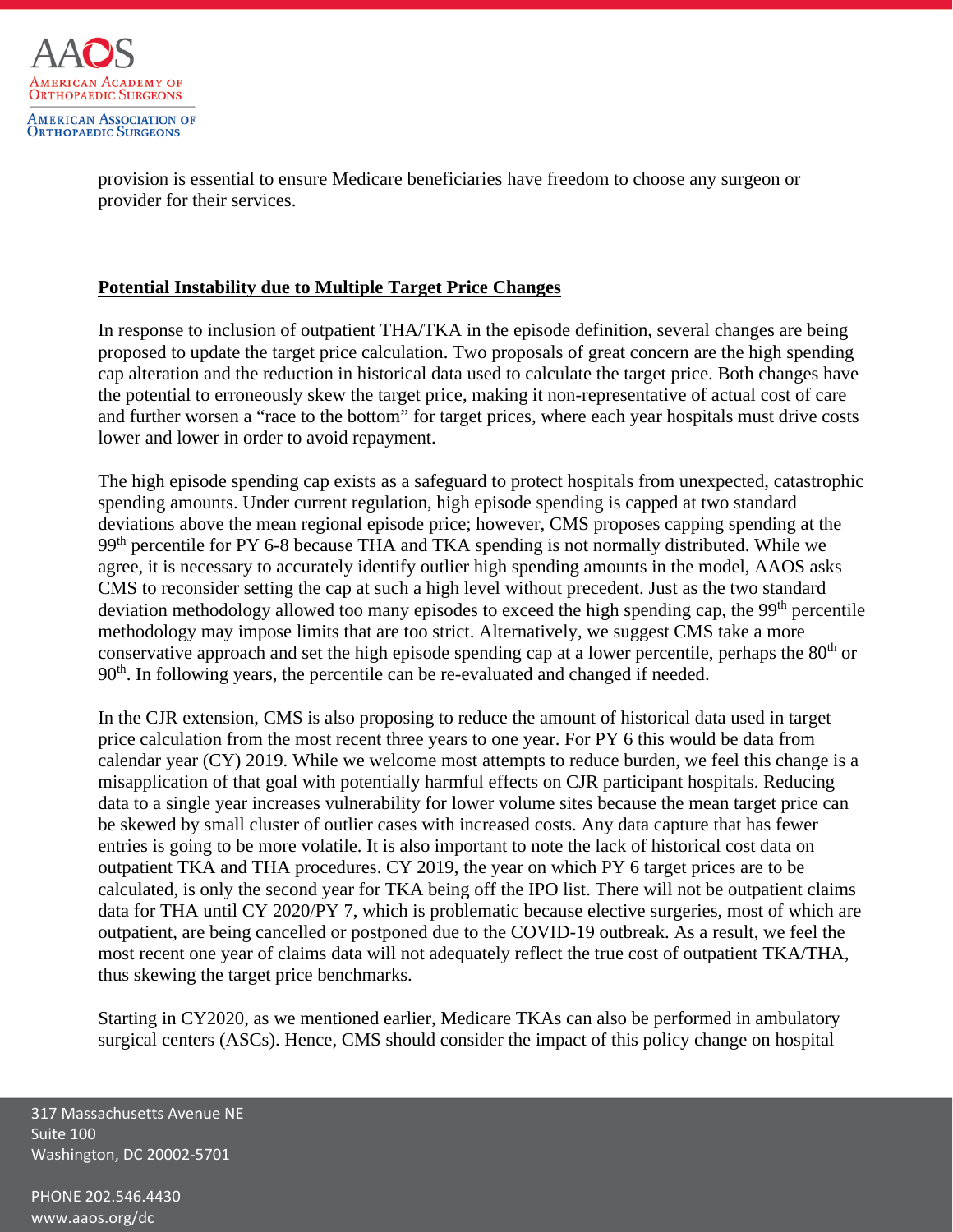provision is essential to ensure Medicare beneficiaries have freedom to choose any surgeon or provider for their services.

**Potential Instability due to Multiple Target Price Changes**

In response to inclusion of outpatient THA/TKA in the episode definition, several changes are being proposed to update the target price calculation. Two proposals of great concern are the high spending cap alteration and the reduction in historical data used to calculate the target price. Both changes have the potential to erroneously skew the target price, making it non-representative of actual cost of care and further worsen a "race to the bottom" for target prices, where each year hospitals must drive costs lower and lower in order to avoid repayment.

The high episode spending cap exists as a safeguard to protect hospitals from unexpected, catastrophic spending amounts. Under current regulation, high episode spending is capped at two standard deviations above the mean regional episode price; however, CMS proposes capping spending at the 99th percentile for PY 6-8 because THA and TKA spending is not normally distributed. While we agree, it is necessary to accurately identify outlier high spending amounts in the model, AAOS asks CMS to reconsider setting the cap at such a high level without precedent. Just as the two standard deviation methodology allowed too many episodes to exceed the high spending cap, the 99th percentile methodology may impose limits that are too strict. Alternatively, we suggest CMS take a more conservative approach and set the high episode spending cap at a lower percentile, perhaps the 80th or 90th. In following years, the percentile can be re-evaluated and changed if needed.

In the CJR extension, CMS is also proposing to reduce the amount of historical data used in target price calculation from the most recent three years to one year. For PY 6 this would be data from calendar year (CY) 2019. While we welcome most attempts to reduce burden, we feel this change is a misapplication of that goal with potentially harmful effects on CJR participant hospitals. Reducing data to a single year increases vulnerability for lower volume sites because the mean target price can be skewed by small cluster of outlier cases with increased costs. Any data capture that has fewer entries is going to be more volatile. It is also important to note the lack of historical cost data on outpatient TKA and THA procedures. CY 2019, the year on which PY 6 target prices are to be calculated, is only the second year for TKA being off the IPO list. There will not be outpatient claims data for THA until CY 2020/PY 7, which is problematic because elective surgeries, most of which are outpatient, are being cancelled or postponed due to the COVID-19 outbreak. As a result, we feel the most recent one year of claims data will not adequately reflect the true cost of outpatient TKA/THA, thus skewing the target price benchmarks.

Starting in CY2020, as we mentioned earlier, Medicare TKAs can also be performed in ambulatory surgical centers (ASCs). Hence, CMS should consider the impact of this policy change on hospital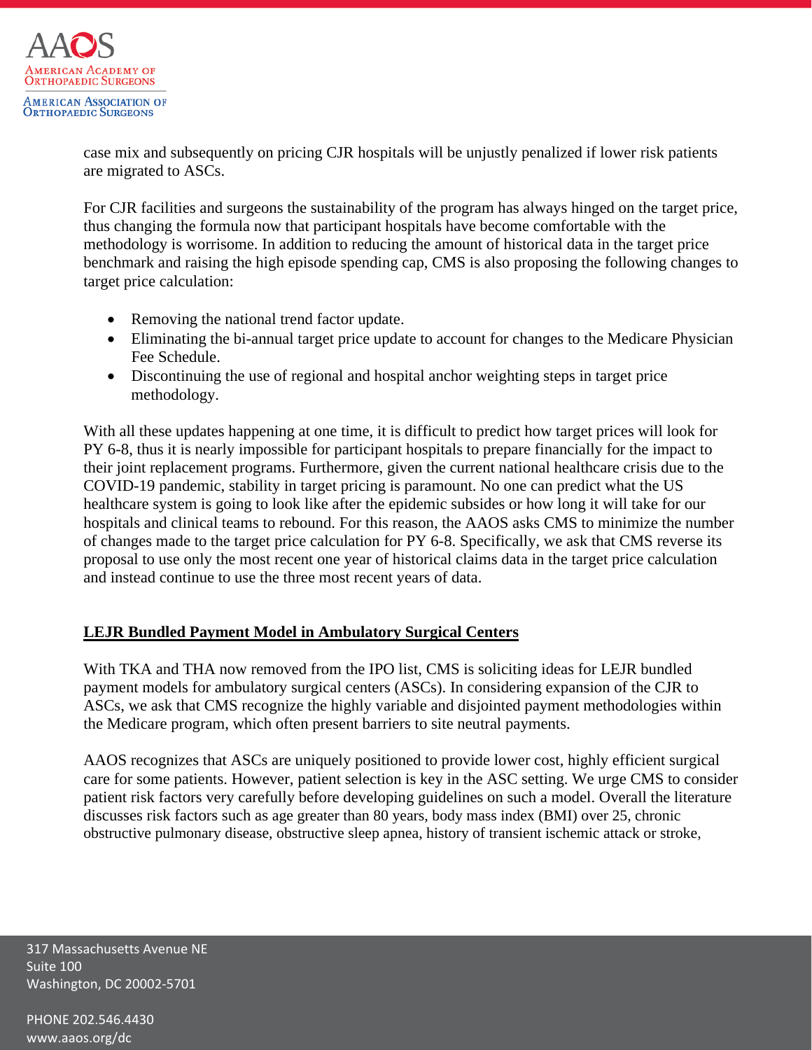case mix and subsequently on pricing CJR hospitals will be unjustly penalized if lower risk patients are migrated to ASCs.

For CJR facilities and surgeons the sustainability of the program has always hinged on the target price, thus changing the formula now that participant hospitals have become comfortable with the methodology is worrisome. In addition to reducing the amount of historical data in the target price benchmark and raising the high episode spending cap, CMS is also proposing the following changes to target price calculation:

- Removing the national trend factor update.
- Eliminating the bi-annual target price update to account for changes to the Medicare Physician Fee Schedule.
- Discontinuing the use of regional and hospital anchor weighting steps in target price methodology.

With all these updates happening at one time, it is difficult to predict how target prices will look for PY 6-8, thus it is nearly impossible for participant hospitals to prepare financially for the impact to their joint replacement programs. Furthermore, given the current national healthcare crisis due to the COVID-19 pandemic, stability in target pricing is paramount. No one can predict what the US healthcare system is going to look like after the epidemic subsides or how long it will take for our hospitals and clinical teams to rebound. For this reason, the AAOS asks CMS to minimize the number of changes made to the target price calculation for PY 6-8. Specifically, we ask that CMS reverse its proposal to use only the most recent one year of historical claims data in the target price calculation and instead continue to use the three most recent years of data.

## LEJR Bundled Payment Model in Ambulatory Surgical Centers

With TKA and THA now removed from the IPO list, CMS is soliciting ideas for LEJR bundled payment models for ambulatory surgical centers (ASCs). In considering expansion of the CJR to ASCs, we ask that CMS recognize the highly variable and disjointed payment methodologies within the Medicare program, which often present barriers to site neutral payments.

AAOS recognizes that ASCs are uniquely positioned to provide lower cost, highly efficient surgical care for some patients. However, patient selection is key in the ASC setting. We urge CMS to consider patient risk factors very carefully before developing guidelines on such a model. Overall the literature discusses risk factors such as age greater than 80 years, body mass index (BMI) over 25, chronic obstructive pulmonary disease, obstructive sleep apnea, history of transient ischemic attack or stroke,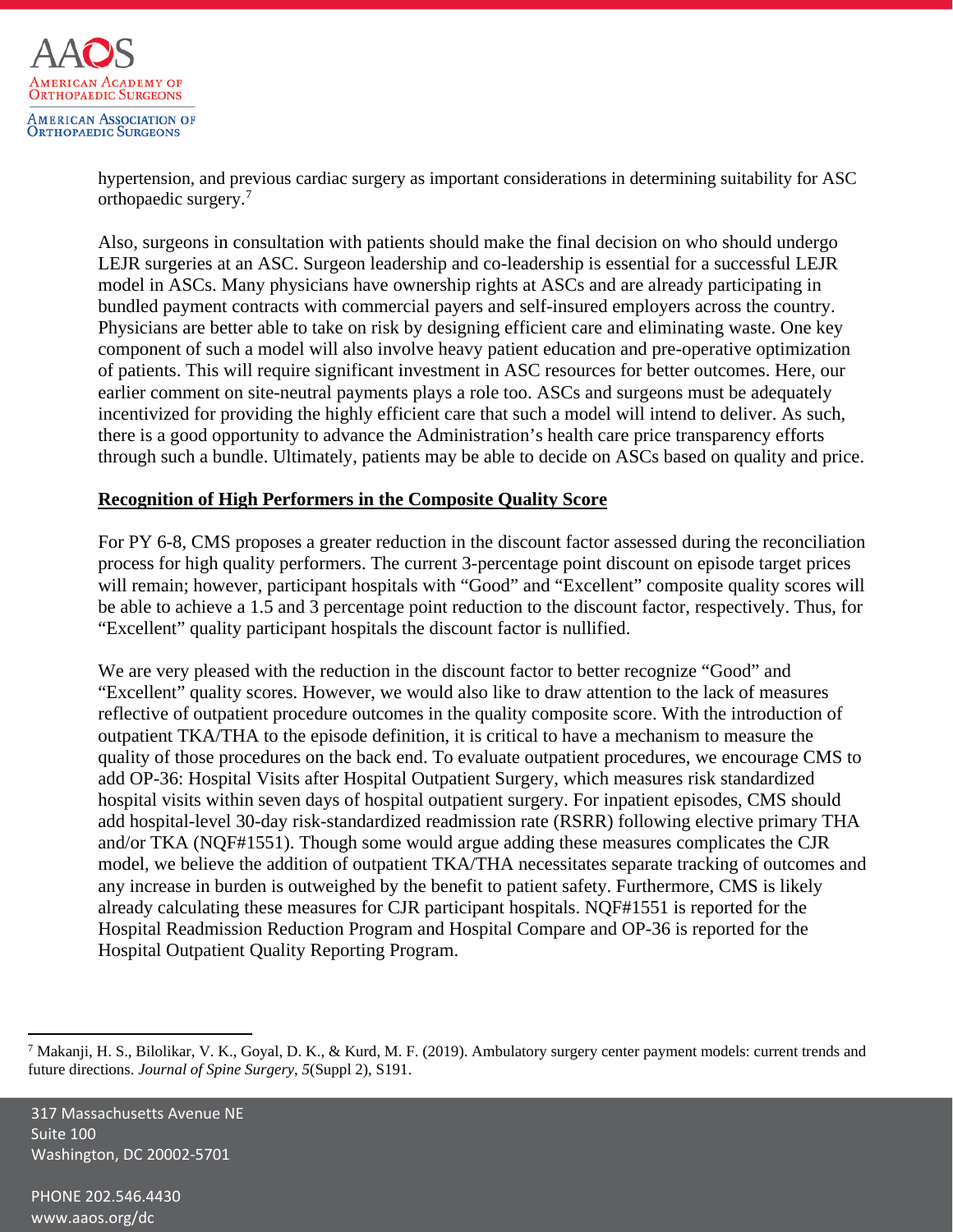hypertension, and previous cardiac surgery as important considerations in determining suitability for ASC orthopaedic surgery.[7]

Also, surgeons in consultation with patients should make the final decision on who should undergo LEJR surgeries at an ASC. Surgeon leadership and co-leadership is essential for a successful LEJR model in ASCs. Many physicians have ownership rights at ASCs and are already participating in bundled payment contracts with commercial payers and self-insured employers across the country. Physicians are better able to take on risk by designing efficient care and eliminating waste. One key component of such a model will also involve heavy patient education and pre-operative optimization of patients. This will require significant investment in ASC resources for better outcomes. Here, our earlier comment on site-neutral payments plays a role too. ASCs and surgeons must be adequately incentivized for providing the highly efficient care that such a model will intend to deliver. As such, there is a good opportunity to advance the Administration's health care price transparency efforts through such a bundle. Ultimately, patients may be able to decide on ASCs based on quality and price.

**Recognition of High Performers in the Composite Quality Score**

For PY 6-8, CMS proposes a greater reduction in the discount factor assessed during the reconciliation process for high quality performers. The current 3-percentage point discount on episode target prices will remain; however, participant hospitals with "Good" and "Excellent" composite quality scores will be able to achieve a 1.5 and 3 percentage point reduction to the discount factor, respectively. Thus, for "Excellent" quality participant hospitals the discount factor is nullified.

We are very pleased with the reduction in the discount factor to better recognize "Good" and "Excellent" quality scores. However, we would also like to draw attention to the lack of measures reflective of outpatient procedure outcomes in the quality composite score. With the introduction of outpatient TKA/THA to the episode definition, it is critical to have a mechanism to measure the quality of those procedures on the back end. To evaluate outpatient procedures, we encourage CMS to add OP-36: Hospital Visits after Hospital Outpatient Surgery, which measures risk standardized hospital visits within seven days of hospital outpatient surgery. For inpatient episodes, CMS should add hospital-level 30-day risk-standardized readmission rate (RSRR) following elective primary THA and/or TKA (NQF#1551). Though some would argue adding these measures complicates the CJR model, we believe the addition of outpatient TKA/THA necessitates separate tracking of outcomes and any increase in burden is outweighed by the benefit to patient safety. Furthermore, CMS is likely already calculating these measures for CJR participant hospitals. NQF#1551 is reported for the Hospital Readmission Reduction Program and Hospital Compare and OP-36 is reported for the Hospital Outpatient Quality Reporting Program.

[7] Makanji, H. S., Bilolikar, V. K., Goyal, D. K., & Kurd, M. F. (2019). Ambulatory surgery center payment models: current trends and future directions. *Journal of Spine Surgery*, *5*(Suppl 2), S191.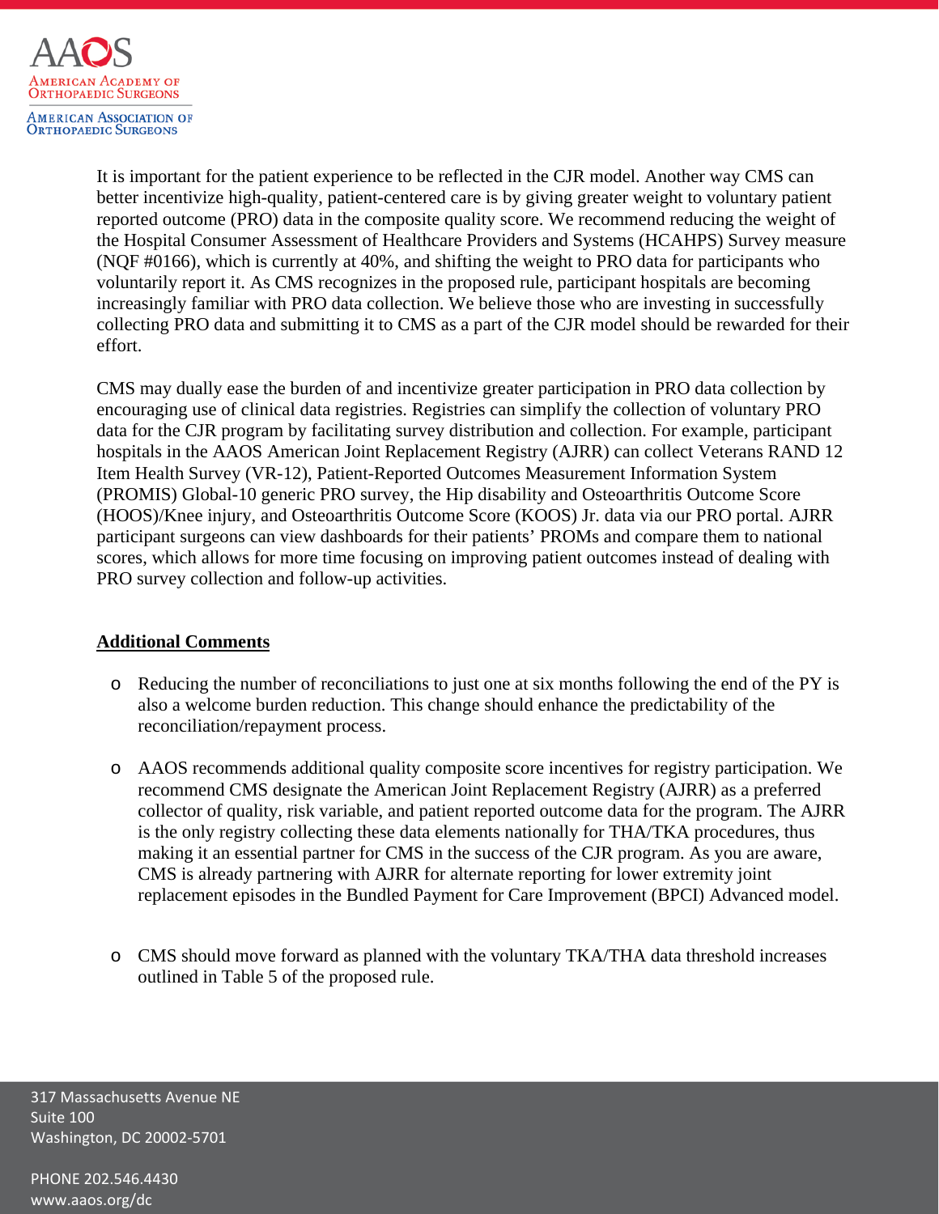It is important for the patient experience to be reflected in the CJR model. Another way CMS can better incentivize high-quality, patient-centered care is by giving greater weight to voluntary patient reported outcome (PRO) data in the composite quality score. We recommend reducing the weight of the Hospital Consumer Assessment of Healthcare Providers and Systems (HCAHPS) Survey measure (NQF #0166), which is currently at 40%, and shifting the weight to PRO data for participants who voluntarily report it. As CMS recognizes in the proposed rule, participant hospitals are becoming increasingly familiar with PRO data collection. We believe those who are investing in successfully collecting PRO data and submitting it to CMS as a part of the CJR model should be rewarded for their effort.

CMS may dually ease the burden of and incentivize greater participation in PRO data collection by encouraging use of clinical data registries. Registries can simplify the collection of voluntary PRO data for the CJR program by facilitating survey distribution and collection. For example, participant hospitals in the AAOS American Joint Replacement Registry (AJRR) can collect Veterans RAND 12 Item Health Survey (VR-12), Patient-Reported Outcomes Measurement Information System (PROMIS) Global-10 generic PRO survey, the Hip disability and Osteoarthritis Outcome Score (HOOS)/Knee injury, and Osteoarthritis Outcome Score (KOOS) Jr. data via our PRO portal. AJRR participant surgeons can view dashboards for their patients' PROMs and compare them to national scores, which allows for more time focusing on improving patient outcomes instead of dealing with PRO survey collection and follow-up activities.

**Additional Comments**

- Reducing the number of reconciliations to just one at six months following the end of the PY is also a welcome burden reduction. This change should enhance the predictability of the reconciliation/repayment process.

- AAOS recommends additional quality composite score incentives for registry participation. We recommend CMS designate the American Joint Replacement Registry (AJRR) as a preferred collector of quality, risk variable, and patient reported outcome data for the program. The AJRR is the only registry collecting these data elements nationally for THA/TKA procedures, thus making it an essential partner for CMS in the success of the CJR program. As you are aware, CMS is already partnering with AJRR for alternate reporting for lower extremity joint replacement episodes in the Bundled Payment for Care Improvement (BPCI) Advanced model.

- CMS should move forward as planned with the voluntary TKA/THA data threshold increases outlined in Table 5 of the proposed rule.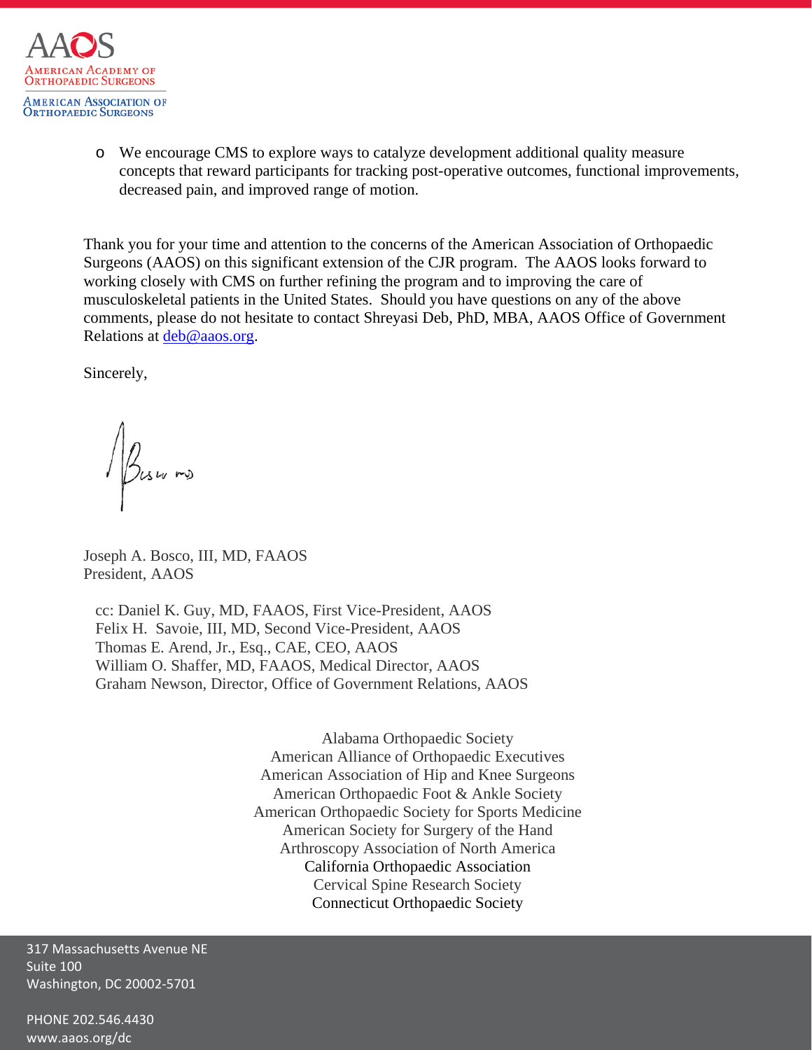- We encourage CMS to explore ways to catalyze development additional quality measure concepts that reward participants for tracking post-operative outcomes, functional improvements, decreased pain, and improved range of motion.

Thank you for your time and attention to the concerns of the American Association of Orthopaedic Surgeons (AAOS) on this significant extension of the CJR program. The AAOS looks forward to working closely with CMS on further refining the program and to improving the care of musculoskeletal patients in the United States. Should you have questions on any of the above comments, please do not hesitate to contact Shreyasi Deb, PhD, MBA, AAOS Office of Government Relations at deb@aaos.org.

Sincerely,

Joseph A. Bosco, III, MD, FAAOS
President, AAOS

cc: Daniel K. Guy, MD, FAAOS, First Vice-President, AAOS
Felix H. Savoie, III, MD, Second Vice-President, AAOS
Thomas E. Arend, Jr., Esq., CAE, CEO, AAOS
William O. Shaffer, MD, FAAOS, Medical Director, AAOS
Graham Newson, Director, Office of Government Relations, AAOS

Alabama Orthopaedic Society
American Alliance of Orthopaedic Executives
American Association of Hip and Knee Surgeons
American Orthopaedic Foot & Ankle Society
American Orthopaedic Society for Sports Medicine
American Society for Surgery of the Hand
Arthroscopy Association of North America
California Orthopaedic Association
Cervical Spine Research Society
Connecticut Orthopaedic Society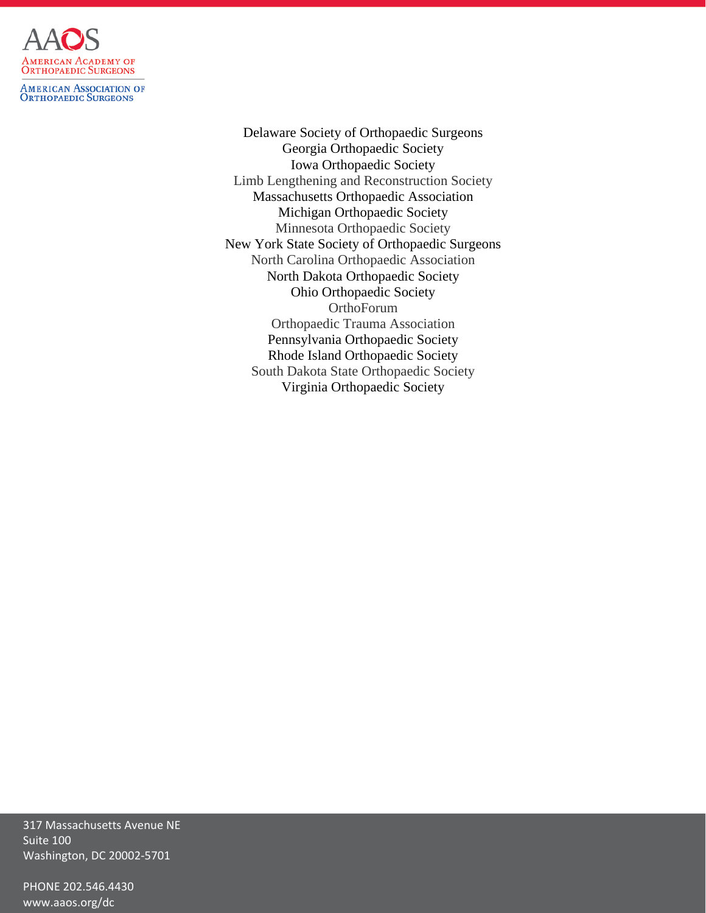Delaware Society of Orthopaedic Surgeons
Georgia Orthopaedic Society
Iowa Orthopaedic Society
Limb Lengthening and Reconstruction Society
Massachusetts Orthopaedic Association
Michigan Orthopaedic Society
Minnesota Orthopaedic Society
New York State Society of Orthopaedic Surgeons
North Carolina Orthopaedic Association
North Dakota Orthopaedic Society
Ohio Orthopaedic Society
OrthoForum
Orthopaedic Trauma Association
Pennsylvania Orthopaedic Society
Rhode Island Orthopaedic Society
South Dakota State Orthopaedic Society
Virginia Orthopaedic Society